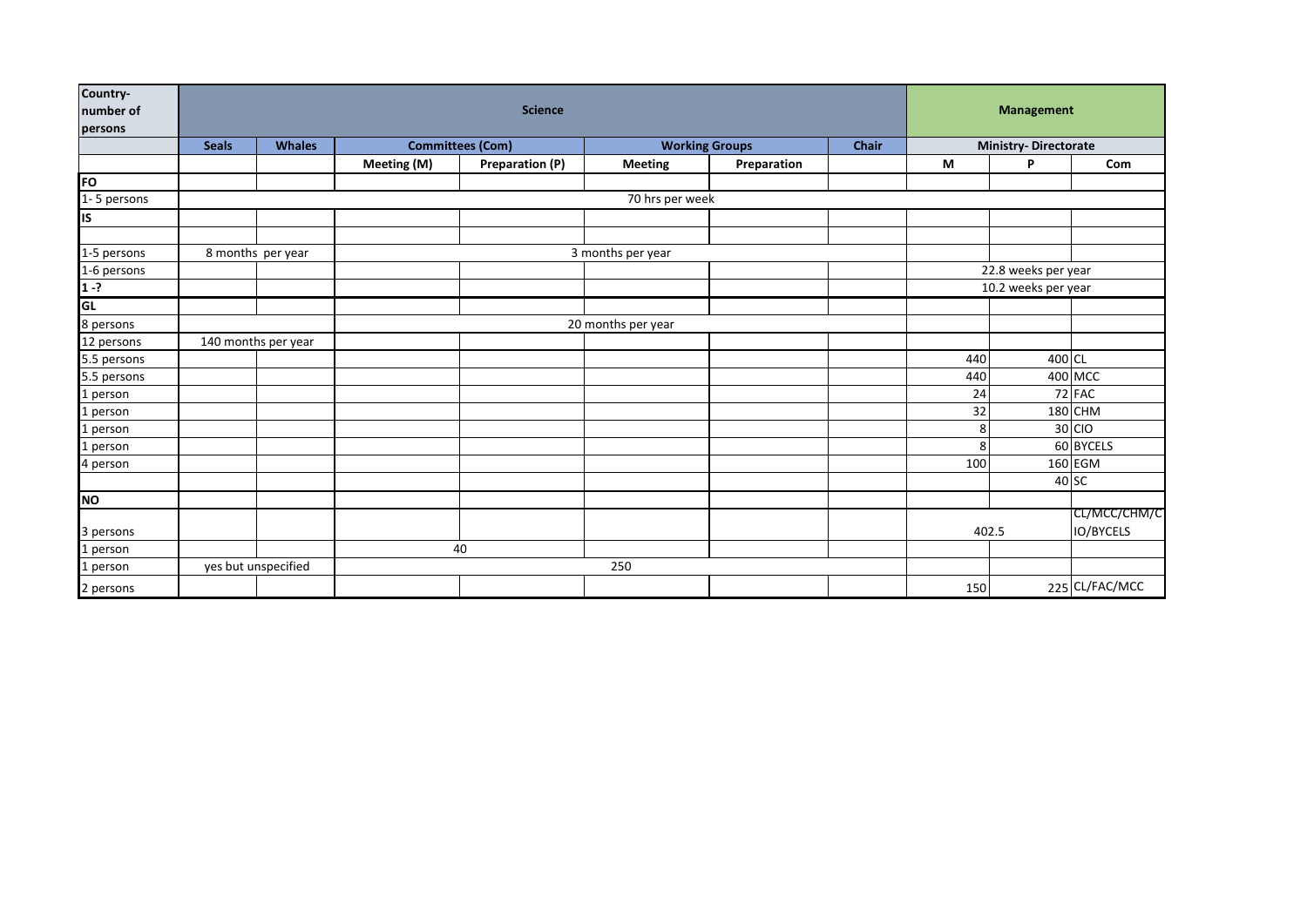| Country-number of persons | Science | | | | | | | Management | | |
|---|---|---|---|---|---|---|---|---|---|---|
| | Seals | Whales | Committees (Com) | | Working Groups | | Chair | Ministry- Directorate | | |
| | | | Meeting (M) | Preparation (P) | Meeting | Preparation | | M | P | Com |
| **FO** | | | | | | | | | | |
| 1- 5 persons | 70 hrs per week | | | | | | | | | |
| **IS** | | | | | | | | | | |
| | | | | | | | | | | |
| 1-5 persons | 8 months per year | | 3 months per year | | | | | | | |
| 1-6 persons | | | | | | | | 22.8 weeks per year | | |
| 1 -? | | | | | | | | 10.2 weeks per year | | |
| **GL** | | | | | | | | | | |
| 8 persons | | | 20 months per year | | | | | | | |
| 12 persons | 140 months per year | | | | | | | | | |
| 5.5 persons | | | | | | | | 440 | 400 | CL |
| 5.5 persons | | | | | | | | 440 | 400 | MCC |
| 1 person | | | | | | | | 24 | 72 | FAC |
| 1 person | | | | | | | | 32 | 180 | CHM |
| 1 person | | | | | | | | 8 | 30 | CIO |
| 1 person | | | | | | | | 8 | 60 | BYCELS |
| 4 person | | | | | | | | 100 | 160 | EGM |
| | | | | | | | | | 40 | SC |
| **NO** | | | | | | | | | | |
| 3 persons | | | | | | | | 402.5 | | CL/MCC/CHM/CIO/BYCELS |
| 1 person | | | 40 | | | | | | | |
| 1 person | yes but unspecified | | 250 | | | | | | | |
| 2 persons | | | | | | | | 150 | 225 | CL/FAC/MCC |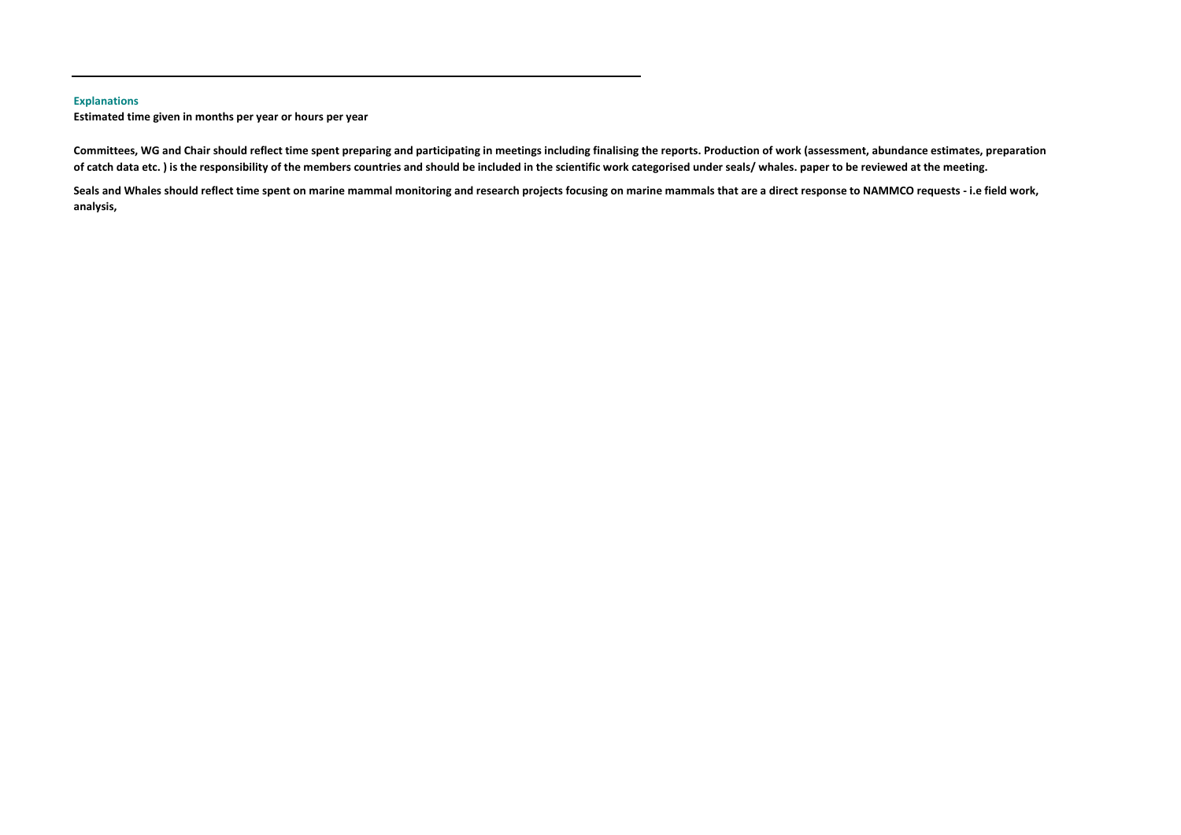---

**Explanations**

**Estimated time given in months per year or hours per year**

**Committees, WG and Chair should reflect time spent preparing and participating in meetings including finalising the reports. Production of work (assessment, abundance estimates, preparation of catch data etc. ) is the responsibility of the members countries and should be included in the scientific work categorised under seals/ whales. paper to be reviewed at the meeting.**

**Seals and Whales should reflect time spent on marine mammal monitoring and research projects focusing on marine mammals that are a direct response to NAMMCO requests - i.e field work, analysis,**